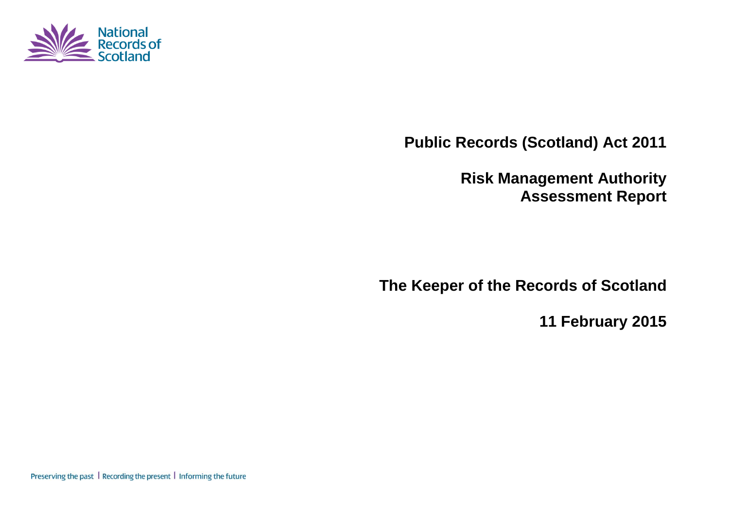National Records of Scotland

# Public Records (Scotland) Act 2011

# Risk Management Authority Assessment Report

## The Keeper of the Records of Scotland

## 11 February 2015

Preserving the past | Recording the present | Informing the future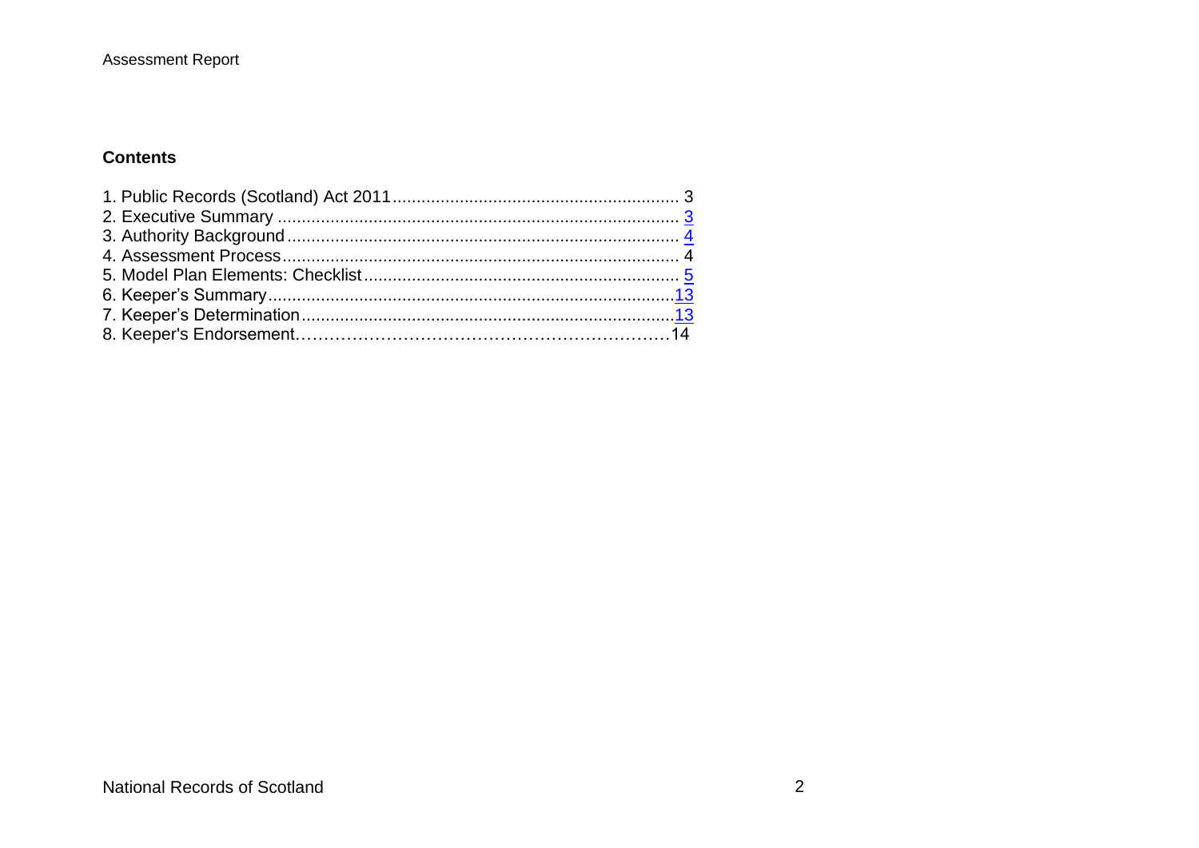## Contents

1. Public Records (Scotland) Act 2011 .......................................................... 3
2. Executive Summary .................................................................................. 3
3. Authority Background ............................................................................... 4
4. Assessment Process ................................................................................. 4
5. Model Plan Elements: Checklist ................................................................ 5
6. Keeper's Summary ................................................................................... 13
7. Keeper's Determination ........................................................................... 13
8. Keeper's Endorsement ............................................................................. 14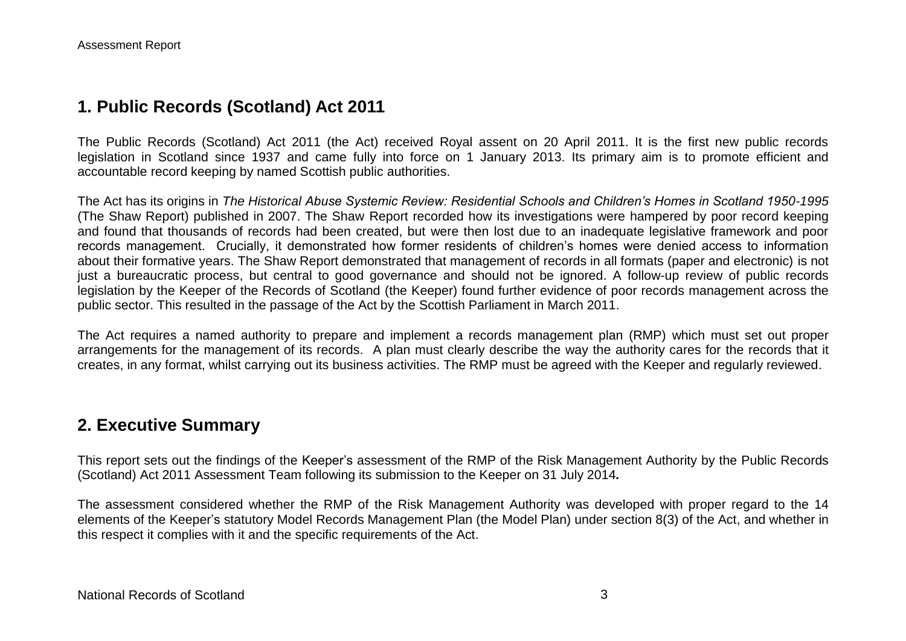## 1. Public Records (Scotland) Act 2011

The Public Records (Scotland) Act 2011 (the Act) received Royal assent on 20 April 2011. It is the first new public records legislation in Scotland since 1937 and came fully into force on 1 January 2013. Its primary aim is to promote efficient and accountable record keeping by named Scottish public authorities.

The Act has its origins in *The Historical Abuse Systemic Review: Residential Schools and Children's Homes in Scotland 1950-1995* (The Shaw Report) published in 2007. The Shaw Report recorded how its investigations were hampered by poor record keeping and found that thousands of records had been created, but were then lost due to an inadequate legislative framework and poor records management. Crucially, it demonstrated how former residents of children's homes were denied access to information about their formative years. The Shaw Report demonstrated that management of records in all formats (paper and electronic) is not just a bureaucratic process, but central to good governance and should not be ignored. A follow-up review of public records legislation by the Keeper of the Records of Scotland (the Keeper) found further evidence of poor records management across the public sector. This resulted in the passage of the Act by the Scottish Parliament in March 2011.

The Act requires a named authority to prepare and implement a records management plan (RMP) which must set out proper arrangements for the management of its records. A plan must clearly describe the way the authority cares for the records that it creates, in any format, whilst carrying out its business activities. The RMP must be agreed with the Keeper and regularly reviewed.

## 2. Executive Summary

This report sets out the findings of the Keeper's assessment of the RMP of the Risk Management Authority by the Public Records (Scotland) Act 2011 Assessment Team following its submission to the Keeper on 31 July 2014*.*

The assessment considered whether the RMP of the Risk Management Authority was developed with proper regard to the 14 elements of the Keeper's statutory Model Records Management Plan (the Model Plan) under section 8(3) of the Act, and whether in this respect it complies with it and the specific requirements of the Act.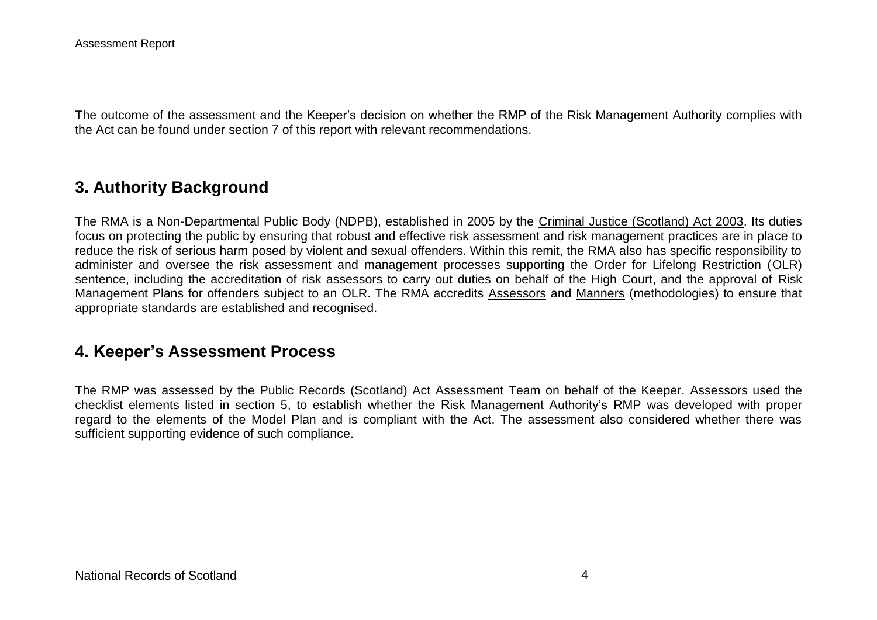The outcome of the assessment and the Keeper's decision on whether the RMP of the Risk Management Authority complies with the Act can be found under section 7 of this report with relevant recommendations.

## 3. Authority Background

The RMA is a Non-Departmental Public Body (NDPB), established in 2005 by the Criminal Justice (Scotland) Act 2003. Its duties focus on protecting the public by ensuring that robust and effective risk assessment and risk management practices are in place to reduce the risk of serious harm posed by violent and sexual offenders. Within this remit, the RMA also has specific responsibility to administer and oversee the risk assessment and management processes supporting the Order for Lifelong Restriction (OLR) sentence, including the accreditation of risk assessors to carry out duties on behalf of the High Court, and the approval of Risk Management Plans for offenders subject to an OLR. The RMA accredits Assessors and Manners (methodologies) to ensure that appropriate standards are established and recognised.

## 4. Keeper's Assessment Process

The RMP was assessed by the Public Records (Scotland) Act Assessment Team on behalf of the Keeper. Assessors used the checklist elements listed in section 5, to establish whether the Risk Management Authority's RMP was developed with proper regard to the elements of the Model Plan and is compliant with the Act. The assessment also considered whether there was sufficient supporting evidence of such compliance.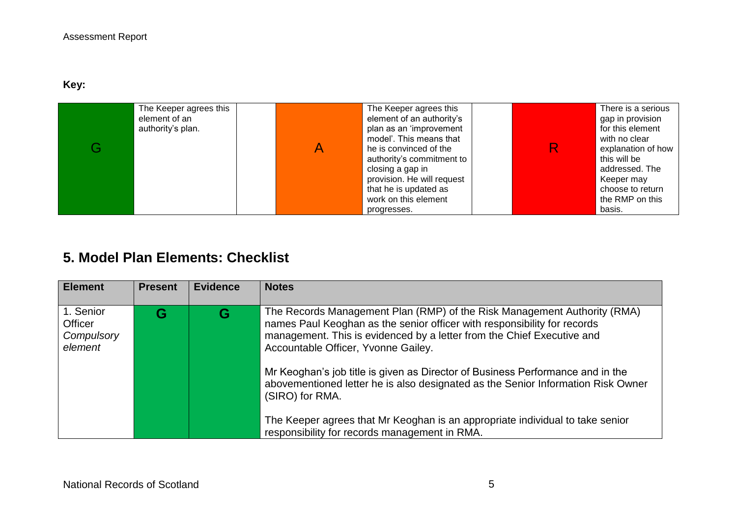**Key:**

| | | | | | | | |
|---|---|---|---|---|---|---|---|
| G | The Keeper agrees this element of an authority's plan. | | A | The Keeper agrees this element of an authority's plan as an 'improvement model'. This means that he is convinced of the authority's commitment to closing a gap in provision. He will request that he is updated as work on this element progresses. | | R | There is a serious gap in provision for this element with no clear explanation of how this will be addressed. The Keeper may choose to return the RMP on this basis. |

## 5. Model Plan Elements: Checklist

| Element | Present | Evidence | Notes |
|---|---|---|---|
| 1. Senior Officer *Compulsory element* | **G** | **G** | The Records Management Plan (RMP) of the Risk Management Authority (RMA) names Paul Keoghan as the senior officer with responsibility for records management. This is evidenced by a letter from the Chief Executive and Accountable Officer, Yvonne Gailey.<br><br>Mr Keoghan's job title is given as Director of Business Performance and in the abovementioned letter he is also designated as the Senior Information Risk Owner (SIRO) for RMA.<br><br>The Keeper agrees that Mr Keoghan is an appropriate individual to take senior responsibility for records management in RMA. |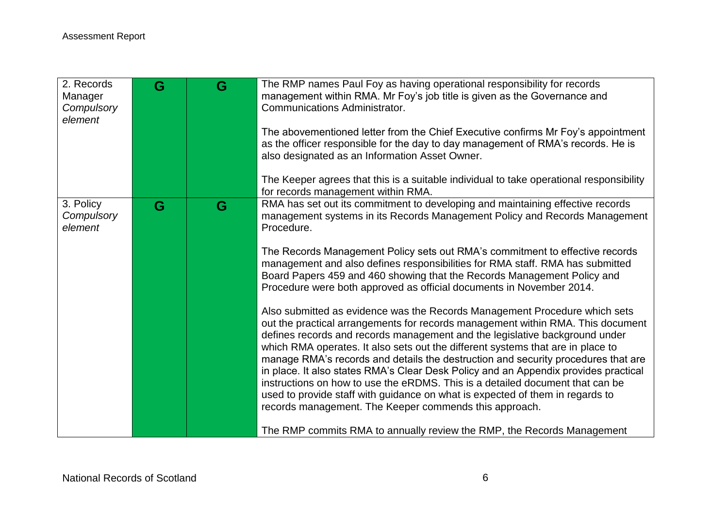| | | | |
|---|---|---|---|
| 2. Records Manager *Compulsory element* | G | G | The RMP names Paul Foy as having operational responsibility for records management within RMA. Mr Foy's job title is given as the Governance and Communications Administrator.<br><br>The abovementioned letter from the Chief Executive confirms Mr Foy's appointment as the officer responsible for the day to day management of RMA's records. He is also designated as an Information Asset Owner.<br><br>The Keeper agrees that this is a suitable individual to take operational responsibility for records management within RMA. |
| 3. Policy *Compulsory element* | G | G | RMA has set out its commitment to developing and maintaining effective records management systems in its Records Management Policy and Records Management Procedure.<br><br>The Records Management Policy sets out RMA's commitment to effective records management and also defines responsibilities for RMA staff. RMA has submitted Board Papers 459 and 460 showing that the Records Management Policy and Procedure were both approved as official documents in November 2014.<br><br>Also submitted as evidence was the Records Management Procedure which sets out the practical arrangements for records management within RMA. This document defines records and records management and the legislative background under which RMA operates. It also sets out the different systems that are in place to manage RMA's records and details the destruction and security procedures that are in place. It also states RMA's Clear Desk Policy and an Appendix provides practical instructions on how to use the eRDMS. This is a detailed document that can be used to provide staff with guidance on what is expected of them in regards to records management. The Keeper commends this approach.<br><br>The RMP commits RMA to annually review the RMP, the Records Management |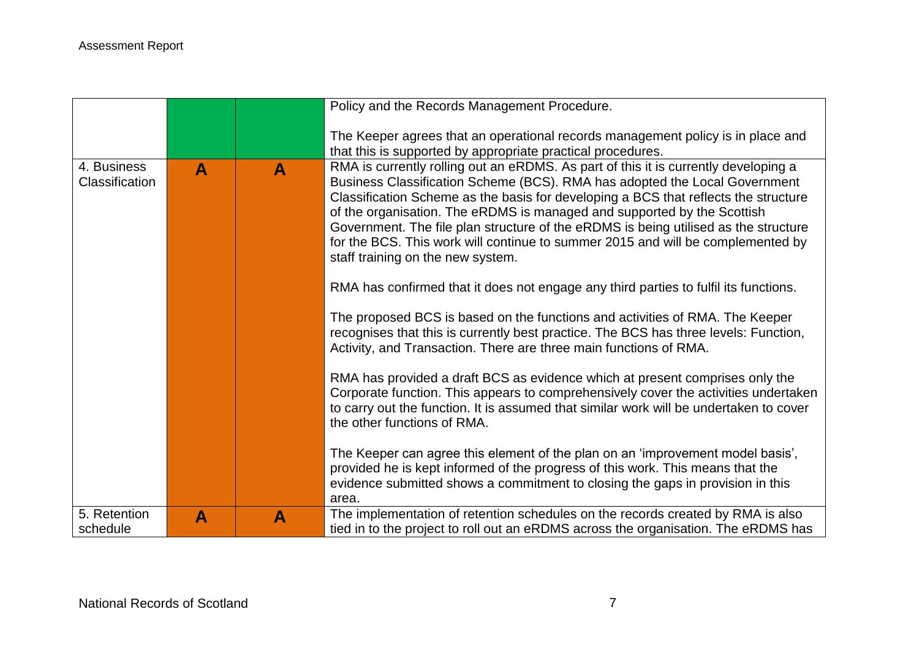| | | | |
|---|---|---|---|
| | | | Policy and the Records Management Procedure.<br><br>The Keeper agrees that an operational records management policy is in place and that this is supported by appropriate practical procedures. |
| 4. Business Classification | A | A | RMA is currently rolling out an eRDMS. As part of this it is currently developing a Business Classification Scheme (BCS). RMA has adopted the Local Government Classification Scheme as the basis for developing a BCS that reflects the structure of the organisation. The eRDMS is managed and supported by the Scottish Government. The file plan structure of the eRDMS is being utilised as the structure for the BCS. This work will continue to summer 2015 and will be complemented by staff training on the new system.<br><br>RMA has confirmed that it does not engage any third parties to fulfil its functions.<br><br>The proposed BCS is based on the functions and activities of RMA. The Keeper recognises that this is currently best practice. The BCS has three levels: Function, Activity, and Transaction. There are three main functions of RMA.<br><br>RMA has provided a draft BCS as evidence which at present comprises only the Corporate function. This appears to comprehensively cover the activities undertaken to carry out the function. It is assumed that similar work will be undertaken to cover the other functions of RMA.<br><br>The Keeper can agree this element of the plan on an 'improvement model basis', provided he is kept informed of the progress of this work. This means that the evidence submitted shows a commitment to closing the gaps in provision in this area. |
| 5. Retention schedule | A | A | The implementation of retention schedules on the records created by RMA is also tied in to the project to roll out an eRDMS across the organisation. The eRDMS has |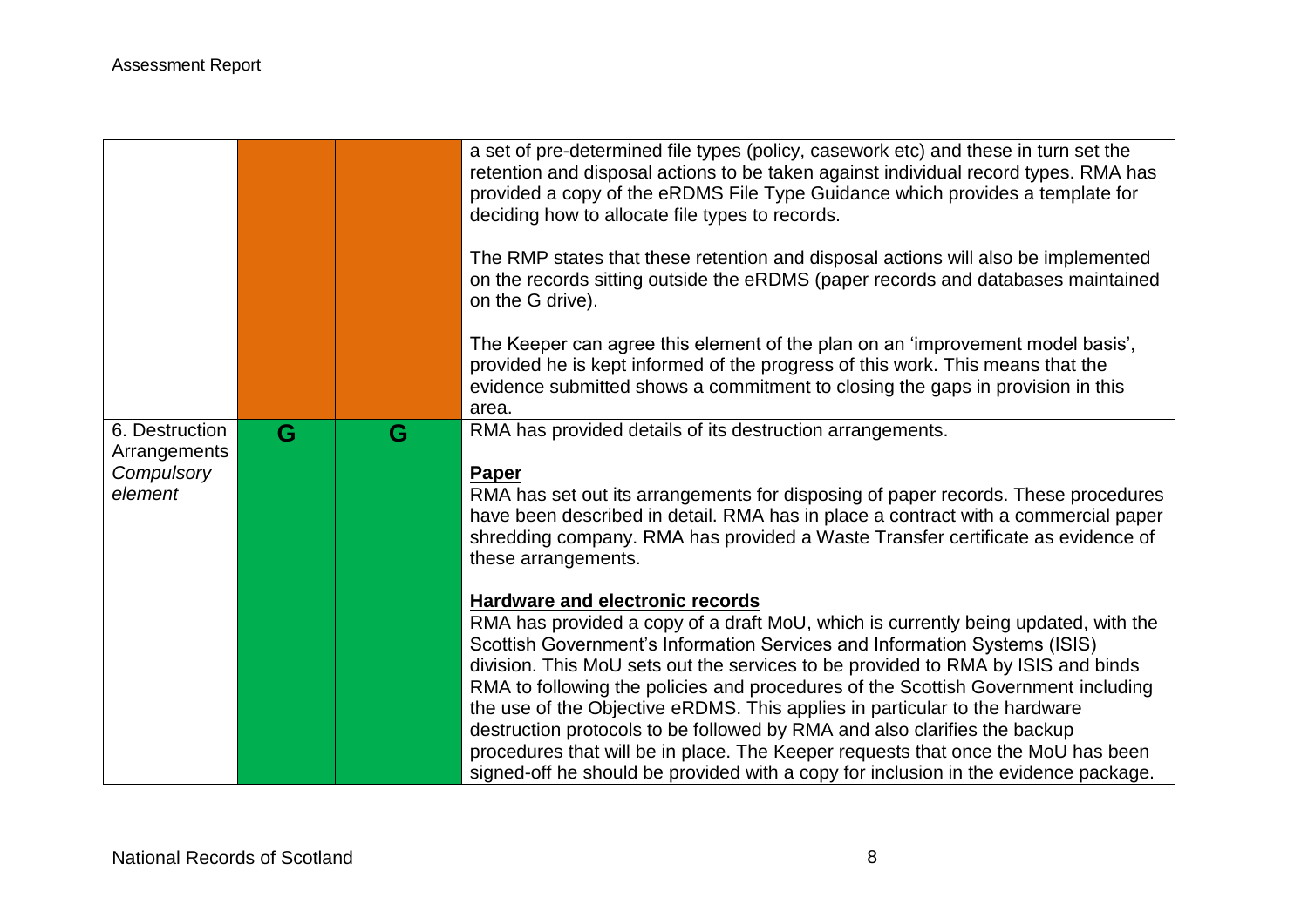| | | | |
|---|---|---|---|
| | | | a set of pre-determined file types (policy, casework etc) and these in turn set the retention and disposal actions to be taken against individual record types. RMA has provided a copy of the eRDMS File Type Guidance which provides a template for deciding how to allocate file types to records.<br><br>The RMP states that these retention and disposal actions will also be implemented on the records sitting outside the eRDMS (paper records and databases maintained on the G drive).<br><br>The Keeper can agree this element of the plan on an 'improvement model basis', provided he is kept informed of the progress of this work. This means that the evidence submitted shows a commitment to closing the gaps in provision in this area. |
| 6. Destruction Arrangements *Compulsory element* | G | G | RMA has provided details of its destruction arrangements.<br><br>**Paper**<br>RMA has set out its arrangements for disposing of paper records. These procedures have been described in detail. RMA has in place a contract with a commercial paper shredding company. RMA has provided a Waste Transfer certificate as evidence of these arrangements.<br><br>**Hardware and electronic records**<br>RMA has provided a copy of a draft MoU, which is currently being updated, with the Scottish Government's Information Services and Information Systems (ISIS) division. This MoU sets out the services to be provided to RMA by ISIS and binds RMA to following the policies and procedures of the Scottish Government including the use of the Objective eRDMS. This applies in particular to the hardware destruction protocols to be followed by RMA and also clarifies the backup procedures that will be in place. The Keeper requests that once the MoU has been signed-off he should be provided with a copy for inclusion in the evidence package. |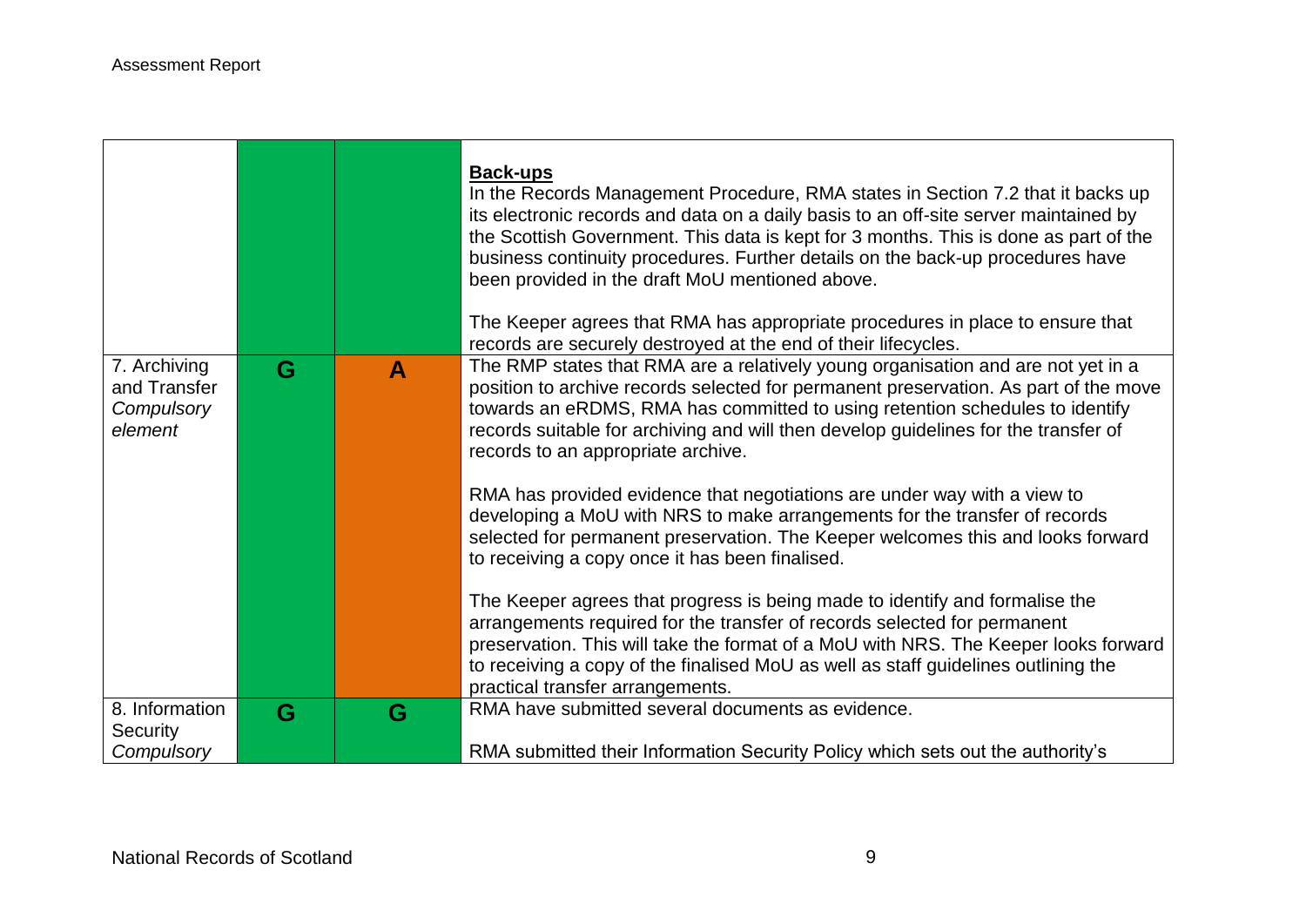| | | | |
|---|---|---|---|
| | | | **Back-ups**<br>In the Records Management Procedure, RMA states in Section 7.2 that it backs up its electronic records and data on a daily basis to an off-site server maintained by the Scottish Government. This data is kept for 3 months. This is done as part of the business continuity procedures. Further details on the back-up procedures have been provided in the draft MoU mentioned above.<br><br>The Keeper agrees that RMA has appropriate procedures in place to ensure that records are securely destroyed at the end of their lifecycles. |
| 7. Archiving and Transfer *Compulsory element* | G | A | The RMP states that RMA are a relatively young organisation and are not yet in a position to archive records selected for permanent preservation. As part of the move towards an eRDMS, RMA has committed to using retention schedules to identify records suitable for archiving and will then develop guidelines for the transfer of records to an appropriate archive.<br><br>RMA has provided evidence that negotiations are under way with a view to developing a MoU with NRS to make arrangements for the transfer of records selected for permanent preservation. The Keeper welcomes this and looks forward to receiving a copy once it has been finalised.<br><br>The Keeper agrees that progress is being made to identify and formalise the arrangements required for the transfer of records selected for permanent preservation. This will take the format of a MoU with NRS. The Keeper looks forward to receiving a copy of the finalised MoU as well as staff guidelines outlining the practical transfer arrangements. |
| 8. Information Security *Compulsory* | G | G | RMA have submitted several documents as evidence.<br><br>RMA submitted their Information Security Policy which sets out the authority's |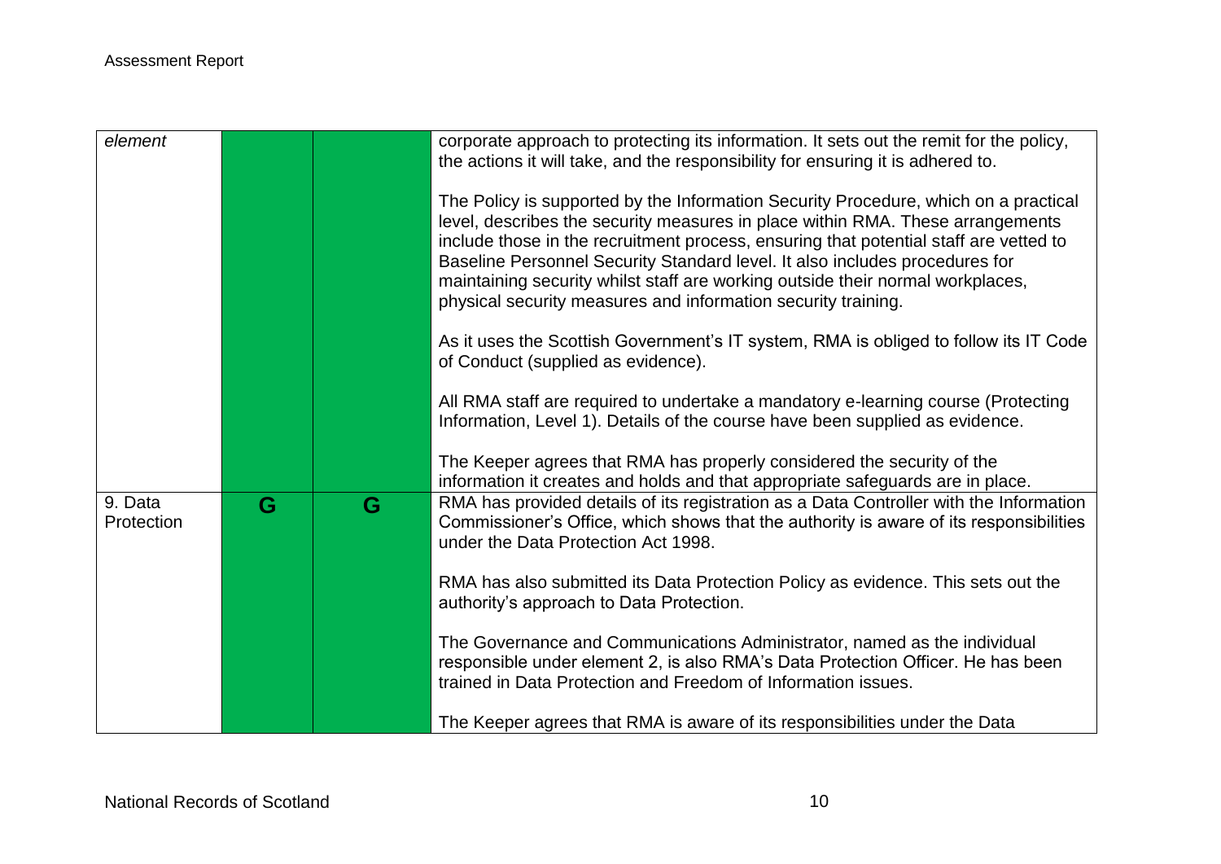| | | | |
|---|---|---|---|
| *element* | | | corporate approach to protecting its information. It sets out the remit for the policy, the actions it will take, and the responsibility for ensuring it is adhered to.<br><br>The Policy is supported by the Information Security Procedure, which on a practical level, describes the security measures in place within RMA. These arrangements include those in the recruitment process, ensuring that potential staff are vetted to Baseline Personnel Security Standard level. It also includes procedures for maintaining security whilst staff are working outside their normal workplaces, physical security measures and information security training.<br><br>As it uses the Scottish Government's IT system, RMA is obliged to follow its IT Code of Conduct (supplied as evidence).<br><br>All RMA staff are required to undertake a mandatory e-learning course (Protecting Information, Level 1). Details of the course have been supplied as evidence.<br><br>The Keeper agrees that RMA has properly considered the security of the information it creates and holds and that appropriate safeguards are in place. |
| 9. Data Protection | G | G | RMA has provided details of its registration as a Data Controller with the Information Commissioner's Office, which shows that the authority is aware of its responsibilities under the Data Protection Act 1998.<br><br>RMA has also submitted its Data Protection Policy as evidence. This sets out the authority's approach to Data Protection.<br><br>The Governance and Communications Administrator, named as the individual responsible under element 2, is also RMA's Data Protection Officer. He has been trained in Data Protection and Freedom of Information issues.<br><br>The Keeper agrees that RMA is aware of its responsibilities under the Data |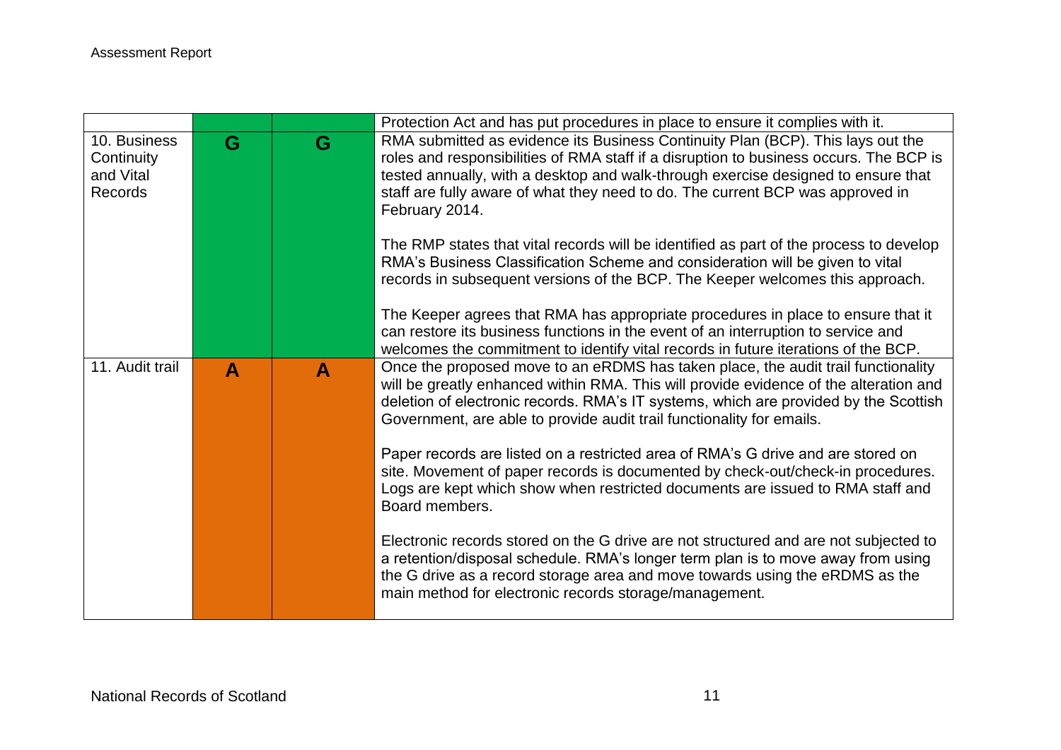| | | | |
|---|---|---|---|
| | | | Protection Act and has put procedures in place to ensure it complies with it. |
| 10. Business Continuity and Vital Records | G | G | RMA submitted as evidence its Business Continuity Plan (BCP). This lays out the roles and responsibilities of RMA staff if a disruption to business occurs. The BCP is tested annually, with a desktop and walk-through exercise designed to ensure that staff are fully aware of what they need to do. The current BCP was approved in February 2014.<br><br>The RMP states that vital records will be identified as part of the process to develop RMA's Business Classification Scheme and consideration will be given to vital records in subsequent versions of the BCP. The Keeper welcomes this approach.<br><br>The Keeper agrees that RMA has appropriate procedures in place to ensure that it can restore its business functions in the event of an interruption to service and welcomes the commitment to identify vital records in future iterations of the BCP. |
| 11. Audit trail | A | A | Once the proposed move to an eRDMS has taken place, the audit trail functionality will be greatly enhanced within RMA. This will provide evidence of the alteration and deletion of electronic records. RMA's IT systems, which are provided by the Scottish Government, are able to provide audit trail functionality for emails.<br><br>Paper records are listed on a restricted area of RMA's G drive and are stored on site. Movement of paper records is documented by check-out/check-in procedures. Logs are kept which show when restricted documents are issued to RMA staff and Board members.<br><br>Electronic records stored on the G drive are not structured and are not subjected to a retention/disposal schedule. RMA's longer term plan is to move away from using the G drive as a record storage area and move towards using the eRDMS as the main method for electronic records storage/management. |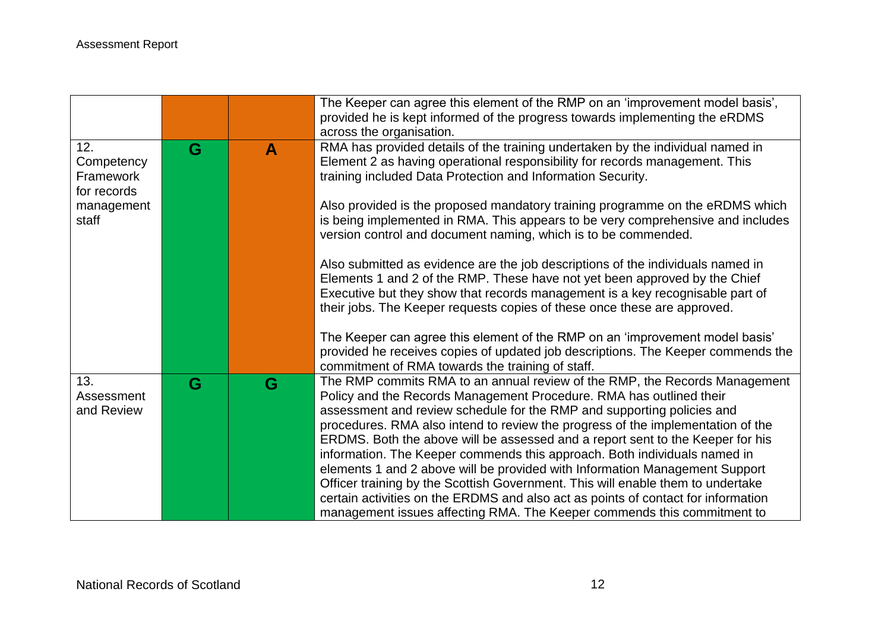| | | | |
|---|---|---|---|
| | | | The Keeper can agree this element of the RMP on an 'improvement model basis', provided he is kept informed of the progress towards implementing the eRDMS across the organisation. |
| 12. Competency Framework for records management staff | G | A | RMA has provided details of the training undertaken by the individual named in Element 2 as having operational responsibility for records management. This training included Data Protection and Information Security.<br><br>Also provided is the proposed mandatory training programme on the eRDMS which is being implemented in RMA. This appears to be very comprehensive and includes version control and document naming, which is to be commended.<br><br>Also submitted as evidence are the job descriptions of the individuals named in Elements 1 and 2 of the RMP. These have not yet been approved by the Chief Executive but they show that records management is a key recognisable part of their jobs. The Keeper requests copies of these once these are approved.<br><br>The Keeper can agree this element of the RMP on an 'improvement model basis' provided he receives copies of updated job descriptions. The Keeper commends the commitment of RMA towards the training of staff. |
| 13. Assessment and Review | G | G | The RMP commits RMA to an annual review of the RMP, the Records Management Policy and the Records Management Procedure. RMA has outlined their assessment and review schedule for the RMP and supporting policies and procedures. RMA also intend to review the progress of the implementation of the ERDMS. Both the above will be assessed and a report sent to the Keeper for his information. The Keeper commends this approach. Both individuals named in elements 1 and 2 above will be provided with Information Management Support Officer training by the Scottish Government. This will enable them to undertake certain activities on the ERDMS and also act as points of contact for information management issues affecting RMA. The Keeper commends this commitment to |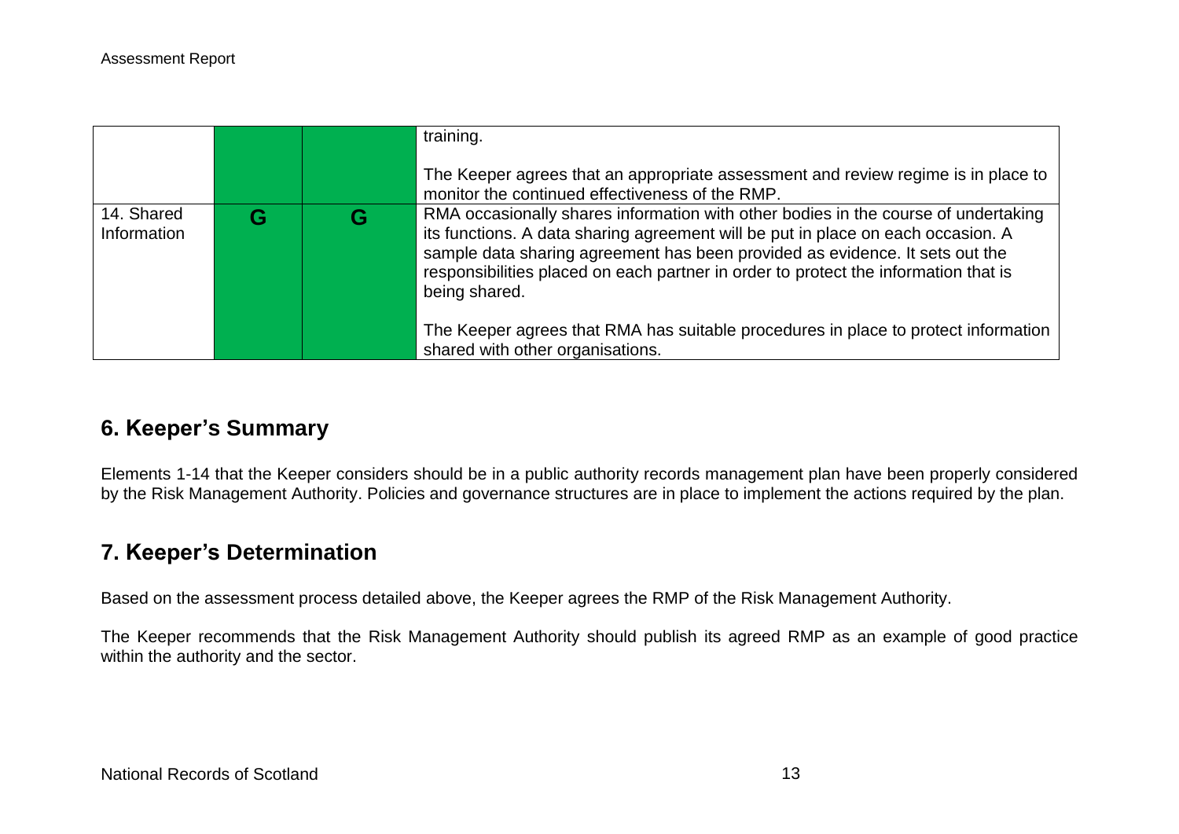| | | | |
|---|---|---|---|
| | | | training.<br><br>The Keeper agrees that an appropriate assessment and review regime is in place to monitor the continued effectiveness of the RMP. |
| 14. Shared Information | G | G | RMA occasionally shares information with other bodies in the course of undertaking its functions. A data sharing agreement will be put in place on each occasion. A sample data sharing agreement has been provided as evidence. It sets out the responsibilities placed on each partner in order to protect the information that is being shared.<br><br>The Keeper agrees that RMA has suitable procedures in place to protect information shared with other organisations. |

## 6. Keeper's Summary

Elements 1-14 that the Keeper considers should be in a public authority records management plan have been properly considered by the Risk Management Authority. Policies and governance structures are in place to implement the actions required by the plan.

## 7. Keeper's Determination

Based on the assessment process detailed above, the Keeper agrees the RMP of the Risk Management Authority.

The Keeper recommends that the Risk Management Authority should publish its agreed RMP as an example of good practice within the authority and the sector.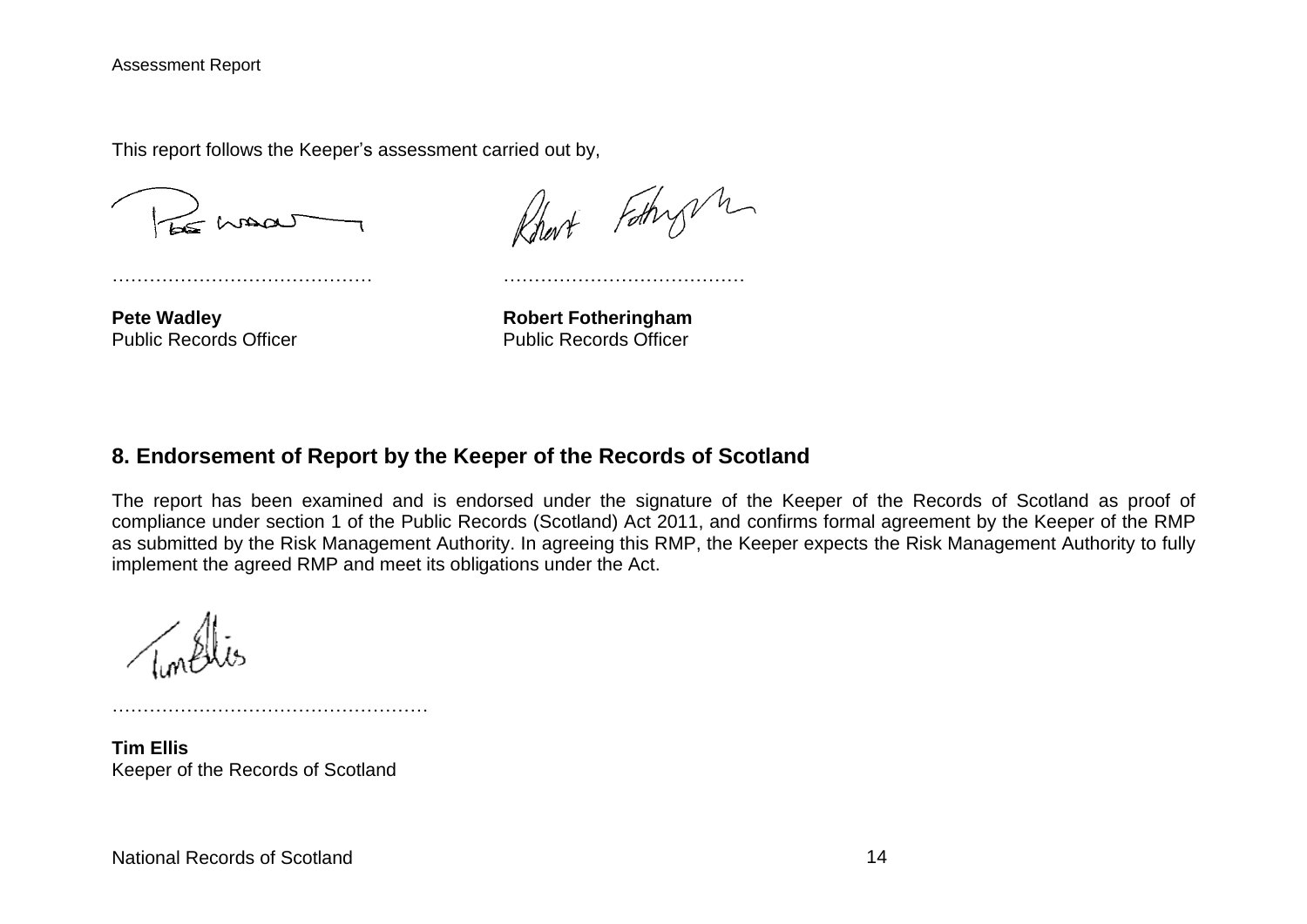This report follows the Keeper's assessment carried out by,

…………………………………… …………………………………

**Pete Wadley**
Public Records Officer

**Robert Fotheringham**
Public Records Officer

## 8. Endorsement of Report by the Keeper of the Records of Scotland

The report has been examined and is endorsed under the signature of the Keeper of the Records of Scotland as proof of compliance under section 1 of the Public Records (Scotland) Act 2011, and confirms formal agreement by the Keeper of the RMP as submitted by the Risk Management Authority. In agreeing this RMP, the Keeper expects the Risk Management Authority to fully implement the agreed RMP and meet its obligations under the Act.

……………………………………………

**Tim Ellis**
Keeper of the Records of Scotland